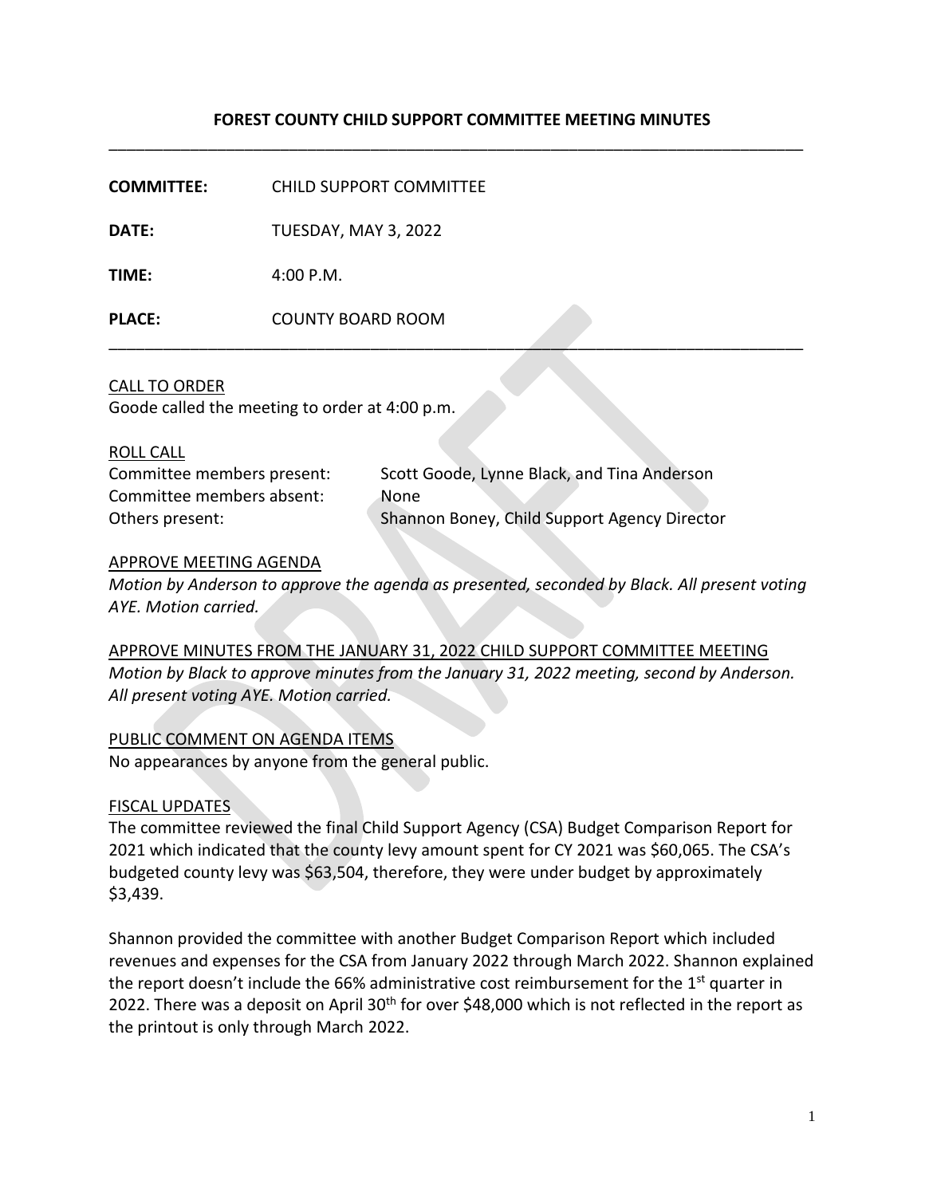# FOREST COUNTY CHILD SUPPORT COMMITTEE MEETING MINUTES

---

**COMMITTEE:** CHILD SUPPORT COMMITTEE

**DATE:** TUESDAY, MAY 3, 2022

**TIME:** 4:00 P.M.

**PLACE:** COUNTY BOARD ROOM

---

CALL TO ORDER

Goode called the meeting to order at 4:00 p.m.

ROLL CALL

| | |
|---|---|
| Committee members present: | Scott Goode, Lynne Black, and Tina Anderson |
| Committee members absent: | None |
| Others present: | Shannon Boney, Child Support Agency Director |

APPROVE MEETING AGENDA

*Motion by Anderson to approve the agenda as presented, seconded by Black. All present voting AYE. Motion carried.*

APPROVE MINUTES FROM THE JANUARY 31, 2022 CHILD SUPPORT COMMITTEE MEETING

*Motion by Black to approve minutes from the January 31, 2022 meeting, second by Anderson. All present voting AYE. Motion carried.*

PUBLIC COMMENT ON AGENDA ITEMS

No appearances by anyone from the general public.

FISCAL UPDATES

The committee reviewed the final Child Support Agency (CSA) Budget Comparison Report for 2021 which indicated that the county levy amount spent for CY 2021 was $60,065. The CSA's budgeted county levy was $63,504, therefore, they were under budget by approximately $3,439.

Shannon provided the committee with another Budget Comparison Report which included revenues and expenses for the CSA from January 2022 through March 2022. Shannon explained the report doesn't include the 66% administrative cost reimbursement for the 1st quarter in 2022. There was a deposit on April 30th for over $48,000 which is not reflected in the report as the printout is only through March 2022.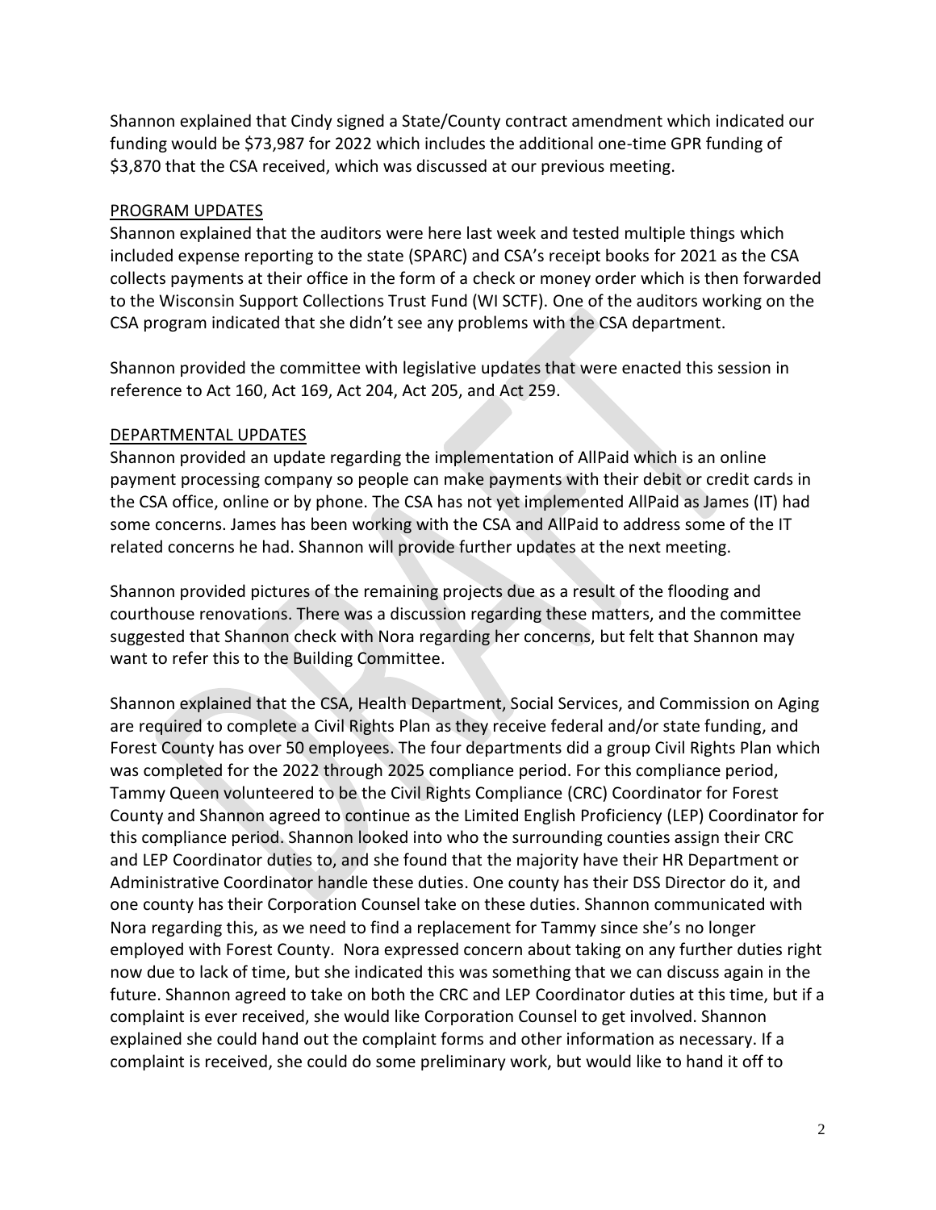Shannon explained that Cindy signed a State/County contract amendment which indicated our funding would be $73,987 for 2022 which includes the additional one-time GPR funding of $3,870 that the CSA received, which was discussed at our previous meeting.

PROGRAM UPDATES

Shannon explained that the auditors were here last week and tested multiple things which included expense reporting to the state (SPARC) and CSA's receipt books for 2021 as the CSA collects payments at their office in the form of a check or money order which is then forwarded to the Wisconsin Support Collections Trust Fund (WI SCTF). One of the auditors working on the CSA program indicated that she didn't see any problems with the CSA department.

Shannon provided the committee with legislative updates that were enacted this session in reference to Act 160, Act 169, Act 204, Act 205, and Act 259.

DEPARTMENTAL UPDATES

Shannon provided an update regarding the implementation of AllPaid which is an online payment processing company so people can make payments with their debit or credit cards in the CSA office, online or by phone. The CSA has not yet implemented AllPaid as James (IT) had some concerns. James has been working with the CSA and AllPaid to address some of the IT related concerns he had. Shannon will provide further updates at the next meeting.

Shannon provided pictures of the remaining projects due as a result of the flooding and courthouse renovations. There was a discussion regarding these matters, and the committee suggested that Shannon check with Nora regarding her concerns, but felt that Shannon may want to refer this to the Building Committee.

Shannon explained that the CSA, Health Department, Social Services, and Commission on Aging are required to complete a Civil Rights Plan as they receive federal and/or state funding, and Forest County has over 50 employees. The four departments did a group Civil Rights Plan which was completed for the 2022 through 2025 compliance period. For this compliance period, Tammy Queen volunteered to be the Civil Rights Compliance (CRC) Coordinator for Forest County and Shannon agreed to continue as the Limited English Proficiency (LEP) Coordinator for this compliance period. Shannon looked into who the surrounding counties assign their CRC and LEP Coordinator duties to, and she found that the majority have their HR Department or Administrative Coordinator handle these duties. One county has their DSS Director do it, and one county has their Corporation Counsel take on these duties. Shannon communicated with Nora regarding this, as we need to find a replacement for Tammy since she's no longer employed with Forest County. Nora expressed concern about taking on any further duties right now due to lack of time, but she indicated this was something that we can discuss again in the future. Shannon agreed to take on both the CRC and LEP Coordinator duties at this time, but if a complaint is ever received, she would like Corporation Counsel to get involved. Shannon explained she could hand out the complaint forms and other information as necessary. If a complaint is received, she could do some preliminary work, but would like to hand it off to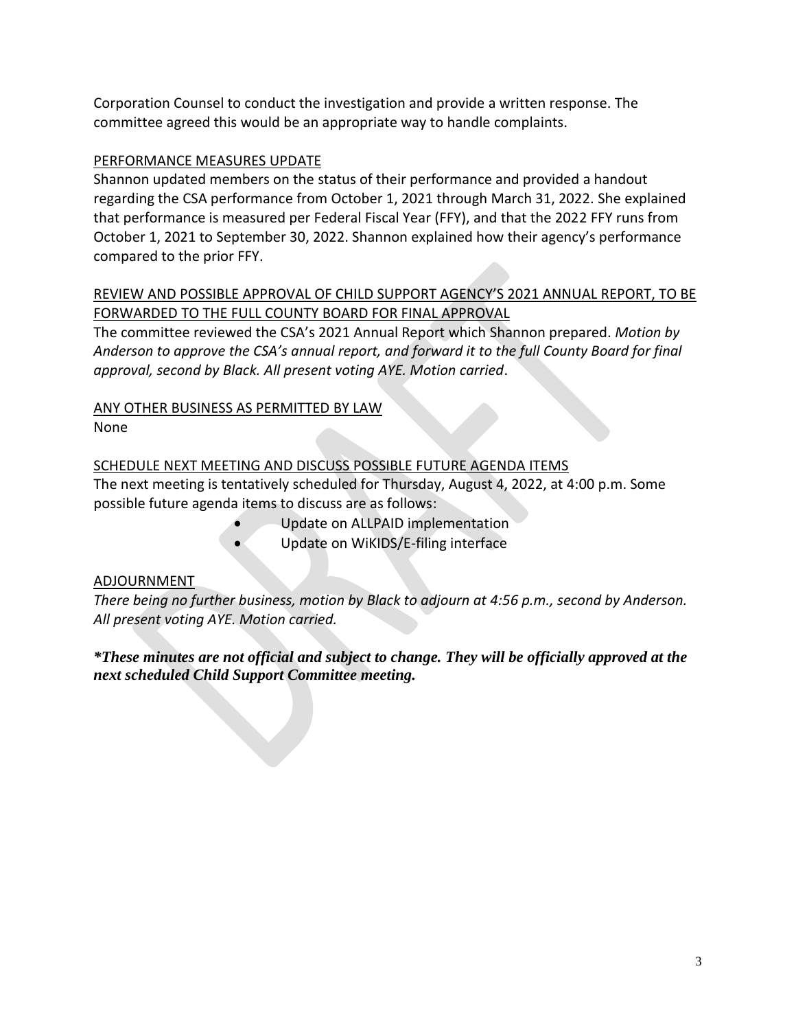Corporation Counsel to conduct the investigation and provide a written response. The committee agreed this would be an appropriate way to handle complaints.

PERFORMANCE MEASURES UPDATE

Shannon updated members on the status of their performance and provided a handout regarding the CSA performance from October 1, 2021 through March 31, 2022. She explained that performance is measured per Federal Fiscal Year (FFY), and that the 2022 FFY runs from October 1, 2021 to September 30, 2022. Shannon explained how their agency's performance compared to the prior FFY.

REVIEW AND POSSIBLE APPROVAL OF CHILD SUPPORT AGENCY'S 2021 ANNUAL REPORT, TO BE FORWARDED TO THE FULL COUNTY BOARD FOR FINAL APPROVAL

The committee reviewed the CSA's 2021 Annual Report which Shannon prepared. *Motion by Anderson to approve the CSA's annual report, and forward it to the full County Board for final approval, second by Black. All present voting AYE. Motion carried*.

ANY OTHER BUSINESS AS PERMITTED BY LAW

None

SCHEDULE NEXT MEETING AND DISCUSS POSSIBLE FUTURE AGENDA ITEMS

The next meeting is tentatively scheduled for Thursday, August 4, 2022, at 4:00 p.m. Some possible future agenda items to discuss are as follows:

- Update on ALLPAID implementation
- Update on WiKIDS/E-filing interface

ADJOURNMENT

*There being no further business, motion by Black to adjourn at 4:56 p.m., second by Anderson. All present voting AYE. Motion carried.*

***These minutes are not official and subject to change. They will be officially approved at the next scheduled Child Support Committee meeting.***